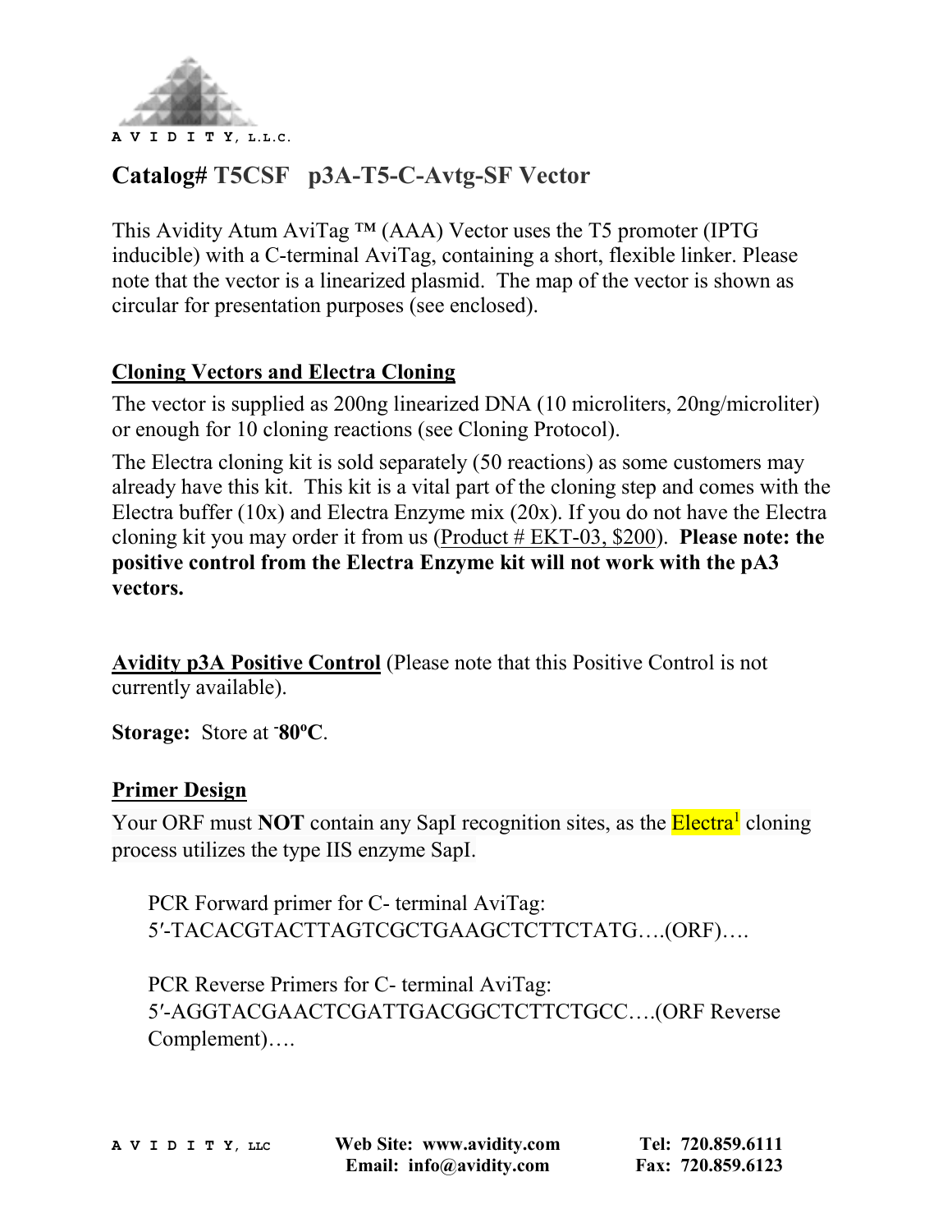AVIDITY, L.L.C.

# Catalog# T5CSF p3A-T5-C-Avtg-SF Vector

This Avidity Atum AviTag ™ (AAA) Vector uses the T5 promoter (IPTG inducible) with a C-terminal AviTag, containing a short, flexible linker. Please note that the vector is a linearized plasmid. The map of the vector is shown as circular for presentation purposes (see enclosed).

## Cloning Vectors and Electra Cloning

The vector is supplied as 200ng linearized DNA (10 microliters, 20ng/microliter) or enough for 10 cloning reactions (see Cloning Protocol).

The Electra cloning kit is sold separately (50 reactions) as some customers may already have this kit. This kit is a vital part of the cloning step and comes with the Electra buffer (10x) and Electra Enzyme mix (20x). If you do not have the Electra cloning kit you may order it from us (Product # EKT-03, $200). **Please note: the positive control from the Electra Enzyme kit will not work with the pA3 vectors.**

**Avidity p3A Positive Control** (Please note that this Positive Control is not currently available).

**Storage:** Store at **-80ºC**.

## Primer Design

Your ORF must **NOT** contain any SapI recognition sites, as the Electra[1] cloning process utilizes the type IIS enzyme SapI.

PCR Forward primer for C- terminal AviTag:
5′-TACACGTACTTAGTCGCTGAAGCTCTTCTATG….(ORF)….

PCR Reverse Primers for C- terminal AviTag:
5′-AGGTACGAACTCGATTGACGGCTCTTCTGCC….(ORF Reverse Complement)….

AVIDITY, LLC — Web Site: www.avidity.com — Email: info@avidity.com — Tel: 720.859.6111 — Fax: 720.859.6123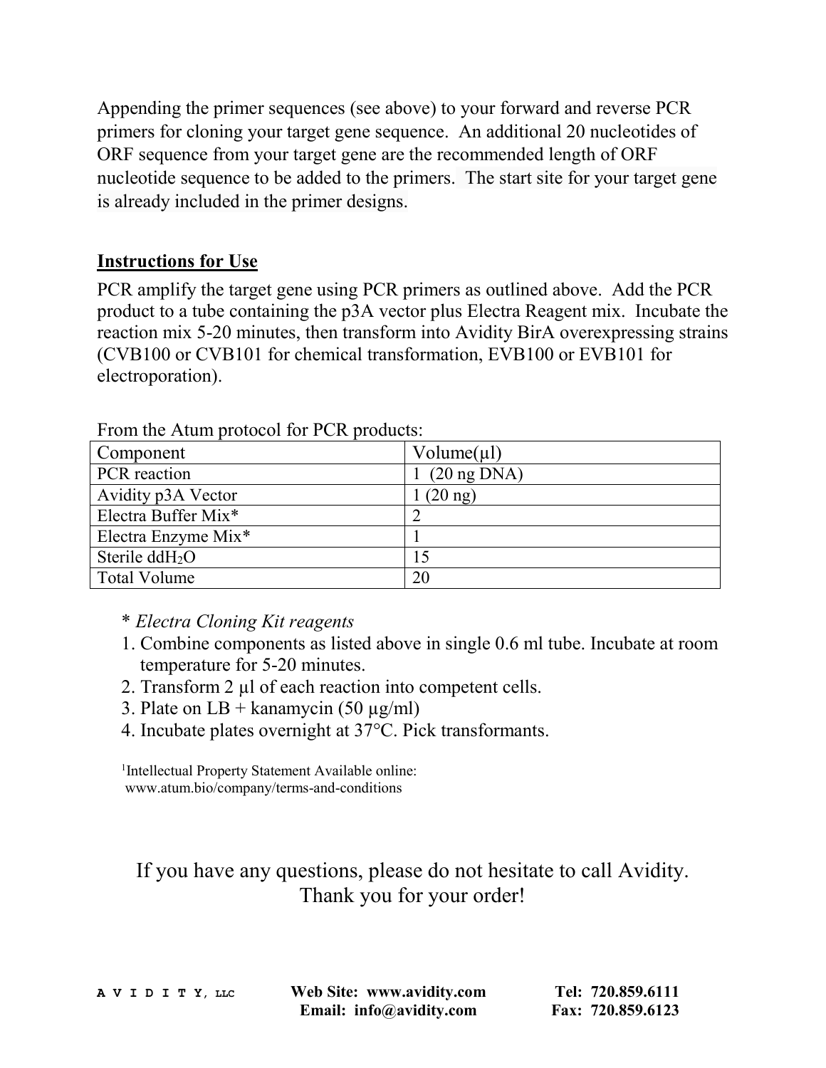Appending the primer sequences (see above) to your forward and reverse PCR primers for cloning your target gene sequence. An additional 20 nucleotides of ORF sequence from your target gene are the recommended length of ORF nucleotide sequence to be added to the primers. The start site for your target gene is already included in the primer designs.

## Instructions for Use

PCR amplify the target gene using PCR primers as outlined above. Add the PCR product to a tube containing the p3A vector plus Electra Reagent mix. Incubate the reaction mix 5-20 minutes, then transform into Avidity BirA overexpressing strains (CVB100 or CVB101 for chemical transformation, EVB100 or EVB101 for electroporation).

From the Atum protocol for PCR products:

| Component | Volume(µl) |
| --- | --- |
| PCR reaction | 1 (20 ng DNA) |
| Avidity p3A Vector | 1 (20 ng) |
| Electra Buffer Mix* | 2 |
| Electra Enzyme Mix* | 1 |
| Sterile $ddH_2O$ | 15 |
| Total Volume | 20 |

* *Electra Cloning Kit reagents*

1. Combine components as listed above in single 0.6 ml tube. Incubate at room temperature for 5-20 minutes.
2. Transform 2 µl of each reaction into competent cells.
3. Plate on LB + kanamycin (50 µg/ml)
4. Incubate plates overnight at 37°C. Pick transformants.

[1]Intellectual Property Statement Available online: www.atum.bio/company/terms-and-conditions

If you have any questions, please do not hesitate to call Avidity.
Thank you for your order!

AVIDITY, LLC Web Site: www.avidity.com Tel: 720.859.6111
Email: info@avidity.com Fax: 720.859.6123